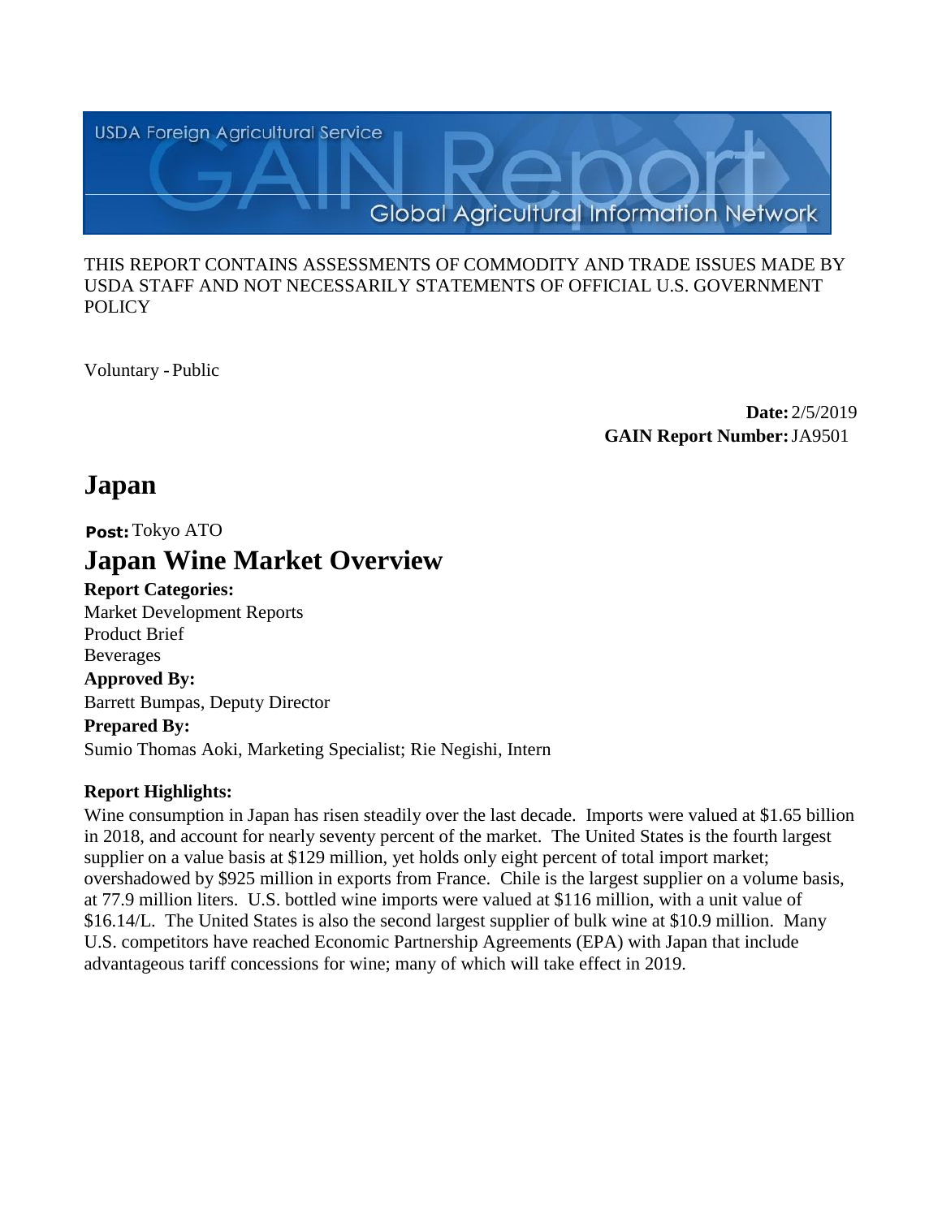USDA Foreign Agricultural Service

GAIN Report

Global Agricultural Information Network

THIS REPORT CONTAINS ASSESSMENTS OF COMMODITY AND TRADE ISSUES MADE BY USDA STAFF AND NOT NECESSARILY STATEMENTS OF OFFICIAL U.S. GOVERNMENT POLICY

Voluntary - Public

**Date:** 2/5/2019
**GAIN Report Number:** JA9501

# Japan

**Post:** Tokyo ATO

# Japan Wine Market Overview

**Report Categories:**
Market Development Reports
Product Brief
Beverages

**Approved By:**
Barrett Bumpas, Deputy Director

**Prepared By:**
Sumio Thomas Aoki, Marketing Specialist; Rie Negishi, Intern

**Report Highlights:**
Wine consumption in Japan has risen steadily over the last decade. Imports were valued at $1.65 billion in 2018, and account for nearly seventy percent of the market. The United States is the fourth largest supplier on a value basis at $129 million, yet holds only eight percent of total import market; overshadowed by $925 million in exports from France. Chile is the largest supplier on a volume basis, at 77.9 million liters. U.S. bottled wine imports were valued at $116 million, with a unit value of $16.14/L. The United States is also the second largest supplier of bulk wine at $10.9 million. Many U.S. competitors have reached Economic Partnership Agreements (EPA) with Japan that include advantageous tariff concessions for wine; many of which will take effect in 2019.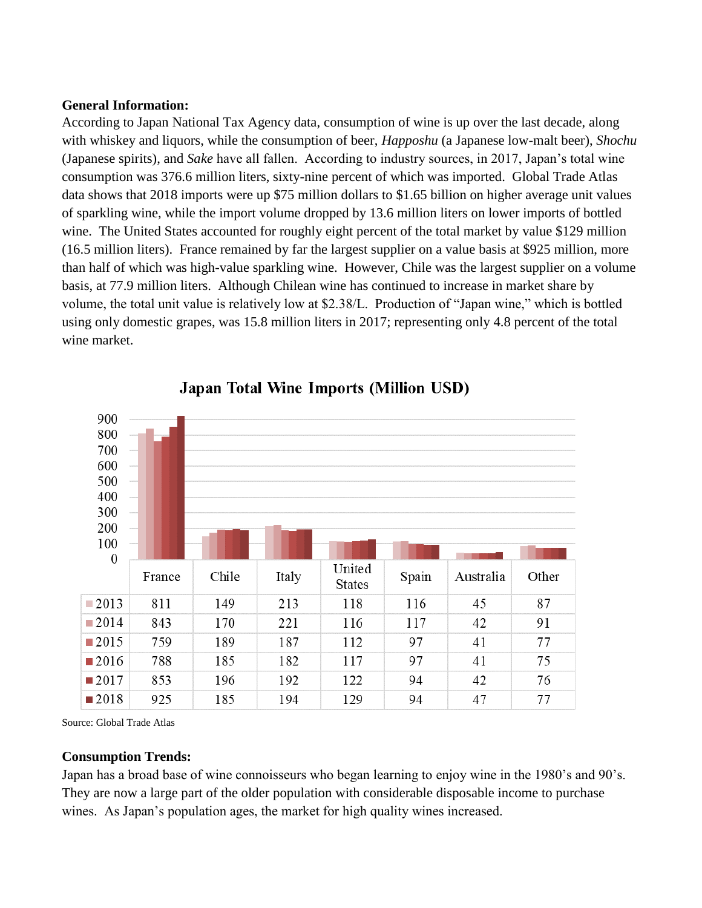**General Information:**

According to Japan National Tax Agency data, consumption of wine is up over the last decade, along with whiskey and liquors, while the consumption of beer, *Happoshu* (a Japanese low-malt beer), *Shochu* (Japanese spirits), and *Sake* have all fallen. According to industry sources, in 2017, Japan's total wine consumption was 376.6 million liters, sixty-nine percent of which was imported. Global Trade Atlas data shows that 2018 imports were up $75 million dollars to $1.65 billion on higher average unit values of sparkling wine, while the import volume dropped by 13.6 million liters on lower imports of bottled wine. The United States accounted for roughly eight percent of the total market by value $129 million (16.5 million liters). France remained by far the largest supplier on a value basis at $925 million, more than half of which was high-value sparkling wine. However, Chile was the largest supplier on a volume basis, at 77.9 million liters. Although Chilean wine has continued to increase in market share by volume, the total unit value is relatively low at $2.38/L. Production of "Japan wine," which is bottled using only domestic grapes, was 15.8 million liters in 2017; representing only 4.8 percent of the total wine market.

**Japan Total Wine Imports (Million USD)**

| | France | Chile | Italy | United States | Spain | Australia | Other |
|---|---|---|---|---|---|---|---|
| 2013 | 811 | 149 | 213 | 118 | 116 | 45 | 87 |
| 2014 | 843 | 170 | 221 | 116 | 117 | 42 | 91 |
| 2015 | 759 | 189 | 187 | 112 | 97 | 41 | 77 |
| 2016 | 788 | 185 | 182 | 117 | 97 | 41 | 75 |
| 2017 | 853 | 196 | 192 | 122 | 94 | 42 | 76 |
| 2018 | 925 | 185 | 194 | 129 | 94 | 47 | 77 |

Source: Global Trade Atlas

**Consumption Trends:**

Japan has a broad base of wine connoisseurs who began learning to enjoy wine in the 1980's and 90's. They are now a large part of the older population with considerable disposable income to purchase wines. As Japan's population ages, the market for high quality wines increased.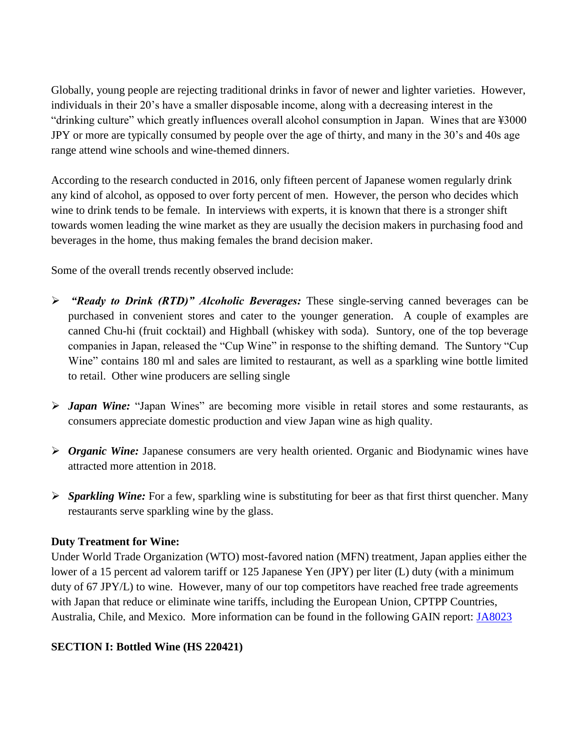Globally, young people are rejecting traditional drinks in favor of newer and lighter varieties. However, individuals in their 20's have a smaller disposable income, along with a decreasing interest in the "drinking culture" which greatly influences overall alcohol consumption in Japan. Wines that are ¥3000 JPY or more are typically consumed by people over the age of thirty, and many in the 30's and 40s age range attend wine schools and wine-themed dinners.

According to the research conducted in 2016, only fifteen percent of Japanese women regularly drink any kind of alcohol, as opposed to over forty percent of men. However, the person who decides which wine to drink tends to be female. In interviews with experts, it is known that there is a stronger shift towards women leading the wine market as they are usually the decision makers in purchasing food and beverages in the home, thus making females the brand decision maker.

Some of the overall trends recently observed include:

- ***"Ready to Drink (RTD)" Alcoholic Beverages:*** These single-serving canned beverages can be purchased in convenient stores and cater to the younger generation. A couple of examples are canned Chu-hi (fruit cocktail) and Highball (whiskey with soda). Suntory, one of the top beverage companies in Japan, released the "Cup Wine" in response to the shifting demand. The Suntory "Cup Wine" contains 180 ml and sales are limited to restaurant, as well as a sparkling wine bottle limited to retail. Other wine producers are selling single

- ***Japan Wine:*** "Japan Wines" are becoming more visible in retail stores and some restaurants, as consumers appreciate domestic production and view Japan wine as high quality.

- ***Organic Wine:*** Japanese consumers are very health oriented. Organic and Biodynamic wines have attracted more attention in 2018.

- ***Sparkling Wine:*** For a few, sparkling wine is substituting for beer as that first thirst quencher. Many restaurants serve sparkling wine by the glass.

**Duty Treatment for Wine:**

Under World Trade Organization (WTO) most-favored nation (MFN) treatment, Japan applies either the lower of a 15 percent ad valorem tariff or 125 Japanese Yen (JPY) per liter (L) duty (with a minimum duty of 67 JPY/L) to wine. However, many of our top competitors have reached free trade agreements with Japan that reduce or eliminate wine tariffs, including the European Union, CPTPP Countries, Australia, Chile, and Mexico. More information can be found in the following GAIN report: JA8023

**SECTION I: Bottled Wine (HS 220421)**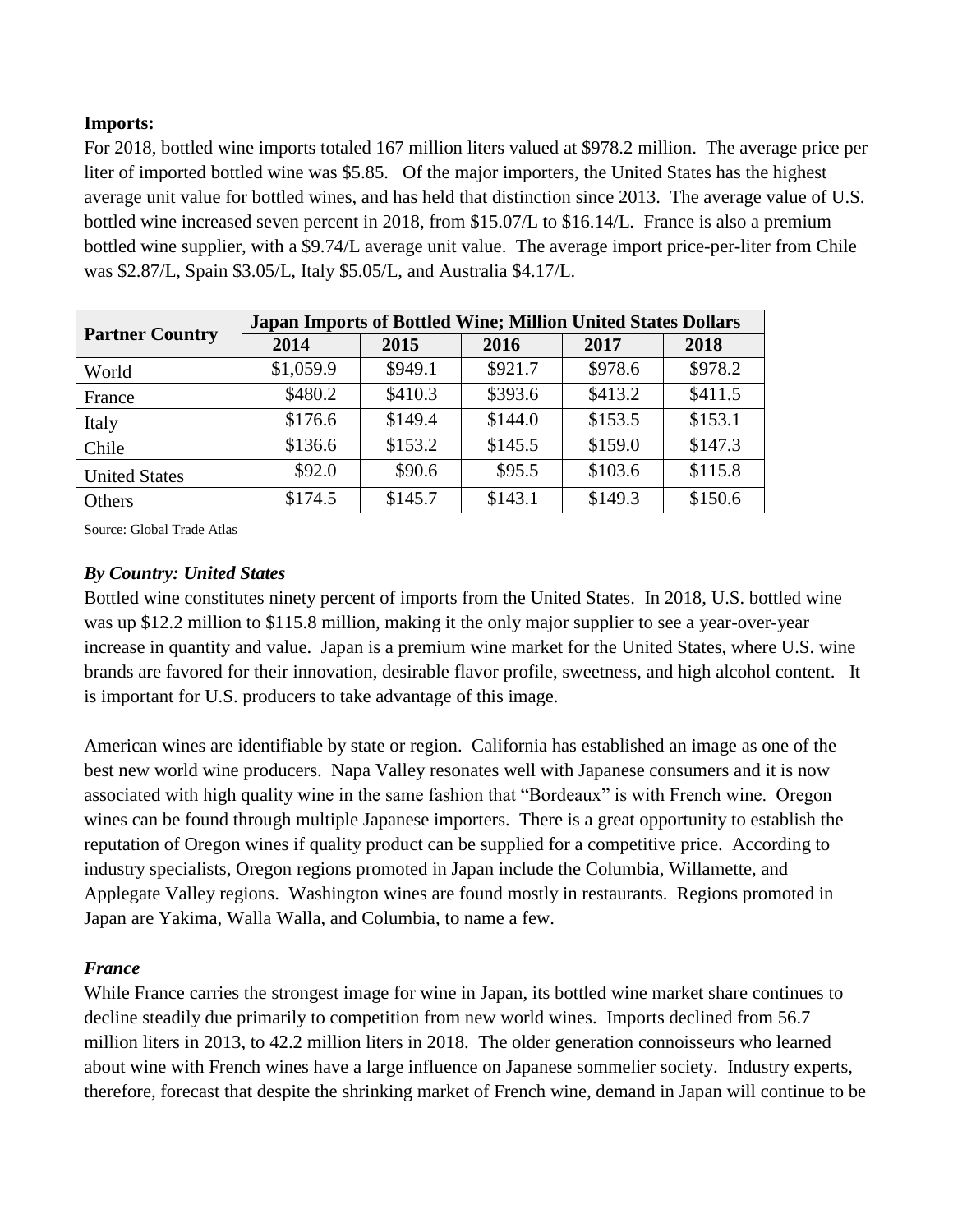**Imports:**

For 2018, bottled wine imports totaled 167 million liters valued at $978.2 million. The average price per liter of imported bottled wine was $5.85. Of the major importers, the United States has the highest average unit value for bottled wines, and has held that distinction since 2013. The average value of U.S. bottled wine increased seven percent in 2018, from $15.07/L to $16.14/L. France is also a premium bottled wine supplier, with a $9.74/L average unit value. The average import price-per-liter from Chile was $2.87/L, Spain $3.05/L, Italy $5.05/L, and Australia $4.17/L.

| Partner Country | Japan Imports of Bottled Wine; Million United States Dollars | | | | |
|---|---|---|---|---|---|
| | 2014 | 2015 | 2016 | 2017 | 2018 |
| World | $1,059.9 | $949.1 | $921.7 | $978.6 | $978.2 |
| France | $480.2 | $410.3 | $393.6 | $413.2 | $411.5 |
| Italy | $176.6 | $149.4 | $144.0 | $153.5 | $153.1 |
| Chile | $136.6 | $153.2 | $145.5 | $159.0 | $147.3 |
| United States | $92.0 | $90.6 | $95.5 | $103.6 | $115.8 |
| Others | $174.5 | $145.7 | $143.1 | $149.3 | $150.6 |

Source: Global Trade Atlas

### *By Country: United States*

Bottled wine constitutes ninety percent of imports from the United States. In 2018, U.S. bottled wine was up $12.2 million to $115.8 million, making it the only major supplier to see a year-over-year increase in quantity and value. Japan is a premium wine market for the United States, where U.S. wine brands are favored for their innovation, desirable flavor profile, sweetness, and high alcohol content. It is important for U.S. producers to take advantage of this image.

American wines are identifiable by state or region. California has established an image as one of the best new world wine producers. Napa Valley resonates well with Japanese consumers and it is now associated with high quality wine in the same fashion that "Bordeaux" is with French wine. Oregon wines can be found through multiple Japanese importers. There is a great opportunity to establish the reputation of Oregon wines if quality product can be supplied for a competitive price. According to industry specialists, Oregon regions promoted in Japan include the Columbia, Willamette, and Applegate Valley regions. Washington wines are found mostly in restaurants. Regions promoted in Japan are Yakima, Walla Walla, and Columbia, to name a few.

### *France*

While France carries the strongest image for wine in Japan, its bottled wine market share continues to decline steadily due primarily to competition from new world wines. Imports declined from 56.7 million liters in 2013, to 42.2 million liters in 2018. The older generation connoisseurs who learned about wine with French wines have a large influence on Japanese sommelier society. Industry experts, therefore, forecast that despite the shrinking market of French wine, demand in Japan will continue to be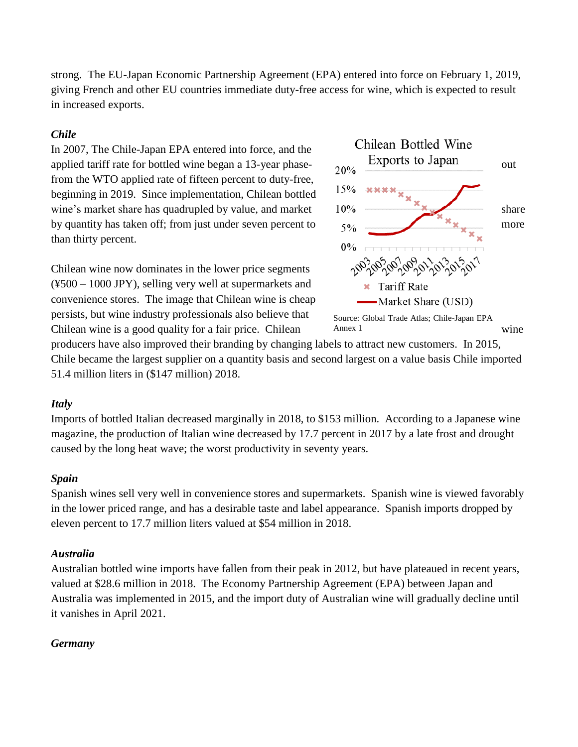strong. The EU-Japan Economic Partnership Agreement (EPA) entered into force on February 1, 2019, giving French and other EU countries immediate duty-free access for wine, which is expected to result in increased exports.

***Chile***

In 2007, The Chile-Japan EPA entered into force, and the applied tariff rate for bottled wine began a 13-year phase-out from the WTO applied rate of fifteen percent to duty-free, beginning in 2019. Since implementation, Chilean bottled wine's market share has quadrupled by value, and market share by quantity has taken off; from just under seven percent to more than thirty percent.

Chilean Bottled Wine Exports to Japan

Source: Global Trade Atlas; Chile-Japan EPA Annex 1

Chilean wine now dominates in the lower price segments (¥500 – 1000 JPY), selling very well at supermarkets and convenience stores. The image that Chilean wine is cheap persists, but wine industry professionals also believe that Chilean wine is a good quality for a fair price. Chilean wine producers have also improved their branding by changing labels to attract new customers. In 2015, Chile became the largest supplier on a quantity basis and second largest on a value basis Chile imported 51.4 million liters in ($147 million) 2018.

***Italy***

Imports of bottled Italian decreased marginally in 2018, to $153 million. According to a Japanese wine magazine, the production of Italian wine decreased by 17.7 percent in 2017 by a late frost and drought caused by the long heat wave; the worst productivity in seventy years.

***Spain***

Spanish wines sell very well in convenience stores and supermarkets. Spanish wine is viewed favorably in the lower priced range, and has a desirable taste and label appearance. Spanish imports dropped by eleven percent to 17.7 million liters valued at $54 million in 2018.

***Australia***

Australian bottled wine imports have fallen from their peak in 2012, but have plateaued in recent years, valued at $28.6 million in 2018. The Economy Partnership Agreement (EPA) between Japan and Australia was implemented in 2015, and the import duty of Australian wine will gradually decline until it vanishes in April 2021.

***Germany***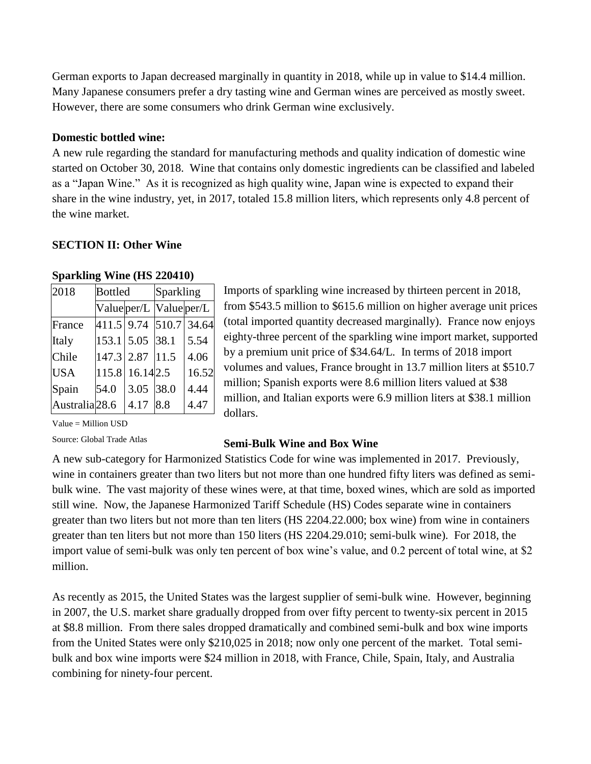German exports to Japan decreased marginally in quantity in 2018, while up in value to $14.4 million. Many Japanese consumers prefer a dry tasting wine and German wines are perceived as mostly sweet. However, there are some consumers who drink German wine exclusively.

**Domestic bottled wine:**

A new rule regarding the standard for manufacturing methods and quality indication of domestic wine started on October 30, 2018. Wine that contains only domestic ingredients can be classified and labeled as a "Japan Wine." As it is recognized as high quality wine, Japan wine is expected to expand their share in the wine industry, yet, in 2017, totaled 15.8 million liters, which represents only 4.8 percent of the wine market.

**SECTION II: Other Wine**

**Sparkling Wine (HS 220410)**

| 2018 | Bottled | | Sparkling | |
|---|---|---|---|---|
| | Value | per/L | Value | per/L |
| France | 411.5 | 9.74 | 510.7 | 34.64 |
| Italy | 153.1 | 5.05 | 38.1 | 5.54 |
| Chile | 147.3 | 2.87 | 11.5 | 4.06 |
| USA | 115.8 | 16.14 | 2.5 | 16.52 |
| Spain | 54.0 | 3.05 | 38.0 | 4.44 |
| Australia | 28.6 | 4.17 | 8.8 | 4.47 |

Value = Million USD

Source: Global Trade Atlas

Imports of sparkling wine increased by thirteen percent in 2018, from $543.5 million to $615.6 million on higher average unit prices (total imported quantity decreased marginally). France now enjoys eighty-three percent of the sparkling wine import market, supported by a premium unit price of $34.64/L. In terms of 2018 import volumes and values, France brought in 13.7 million liters at $510.7 million; Spanish exports were 8.6 million liters valued at $38 million, and Italian exports were 6.9 million liters at $38.1 million dollars.

**Semi-Bulk Wine and Box Wine**

A new sub-category for Harmonized Statistics Code for wine was implemented in 2017. Previously, wine in containers greater than two liters but not more than one hundred fifty liters was defined as semi-bulk wine. The vast majority of these wines were, at that time, boxed wines, which are sold as imported still wine. Now, the Japanese Harmonized Tariff Schedule (HS) Codes separate wine in containers greater than two liters but not more than ten liters (HS 2204.22.000; box wine) from wine in containers greater than ten liters but not more than 150 liters (HS 2204.29.010; semi-bulk wine). For 2018, the import value of semi-bulk was only ten percent of box wine's value, and 0.2 percent of total wine, at $2 million.

As recently as 2015, the United States was the largest supplier of semi-bulk wine. However, beginning in 2007, the U.S. market share gradually dropped from over fifty percent to twenty-six percent in 2015 at $8.8 million. From there sales dropped dramatically and combined semi-bulk and box wine imports from the United States were only $210,025 in 2018; now only one percent of the market. Total semi-bulk and box wine imports were $24 million in 2018, with France, Chile, Spain, Italy, and Australia combining for ninety-four percent.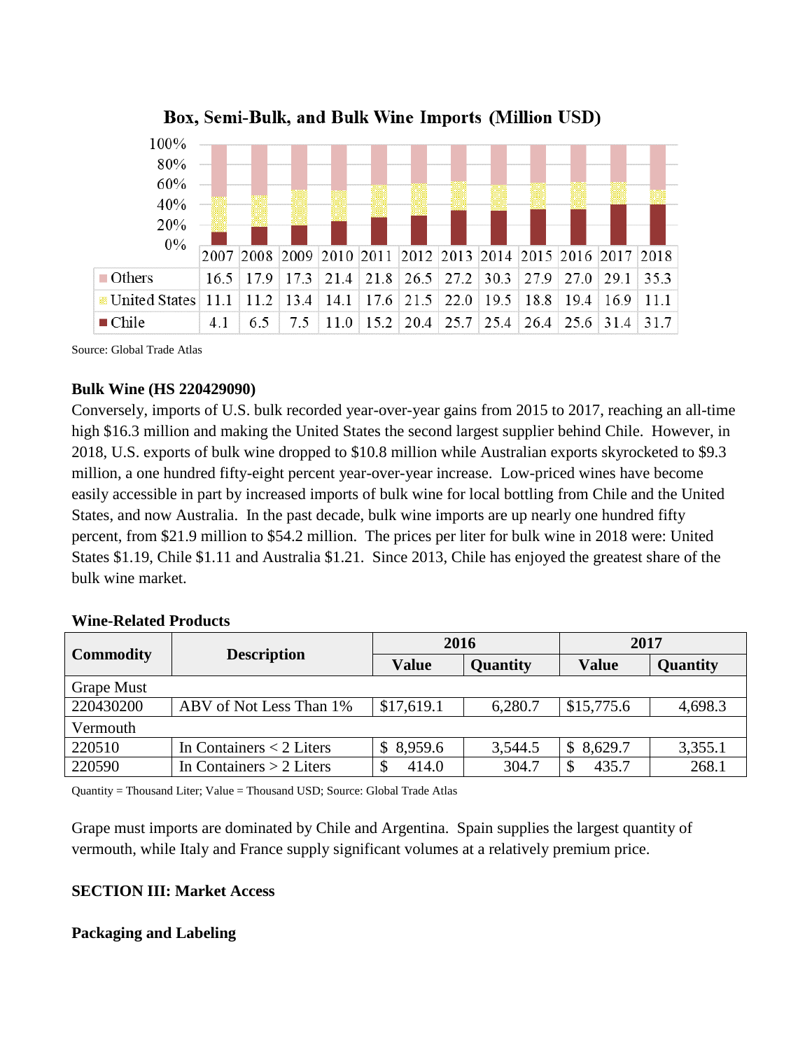**Box, Semi-Bulk, and Bulk Wine Imports (Million USD)**

| | 2007 | 2008 | 2009 | 2010 | 2011 | 2012 | 2013 | 2014 | 2015 | 2016 | 2017 | 2018 |
|---|---|---|---|---|---|---|---|---|---|---|---|---|
| Others | 16.5 | 17.9 | 17.3 | 21.4 | 21.8 | 26.5 | 27.2 | 30.3 | 27.9 | 27.0 | 29.1 | 35.3 |
| United States | 11.1 | 11.2 | 13.4 | 14.1 | 17.6 | 21.5 | 22.0 | 19.5 | 18.8 | 19.4 | 16.9 | 11.1 |
| Chile | 4.1 | 6.5 | 7.5 | 11.0 | 15.2 | 20.4 | 25.7 | 25.4 | 26.4 | 25.6 | 31.4 | 31.7 |

Source: Global Trade Atlas

**Bulk Wine (HS 220429090)**

Conversely, imports of U.S. bulk recorded year-over-year gains from 2015 to 2017, reaching an all-time high $16.3 million and making the United States the second largest supplier behind Chile. However, in 2018, U.S. exports of bulk wine dropped to $10.8 million while Australian exports skyrocketed to $9.3 million, a one hundred fifty-eight percent year-over-year increase. Low-priced wines have become easily accessible in part by increased imports of bulk wine for local bottling from Chile and the United States, and now Australia. In the past decade, bulk wine imports are up nearly one hundred fifty percent, from $21.9 million to $54.2 million. The prices per liter for bulk wine in 2018 were: United States $1.19, Chile $1.11 and Australia $1.21. Since 2013, Chile has enjoyed the greatest share of the bulk wine market.

**Wine-Related Products**

| Commodity | Description | 2016 | | 2017 | |
|---|---|---|---|---|---|
| | | Value | Quantity | Value | Quantity |
| Grape Must | | | | | |
| 220430200 | ABV of Not Less Than 1% | $17,619.1 | 6,280.7 | $15,775.6 | 4,698.3 |
| Vermouth | | | | | |
| 220510 | In Containers < 2 Liters | $ 8,959.6 | 3,544.5 | $ 8,629.7 | 3,355.1 |
| 220590 | In Containers > 2 Liters | $ 414.0 | 304.7 | $ 435.7 | 268.1 |

Quantity = Thousand Liter; Value = Thousand USD; Source: Global Trade Atlas

Grape must imports are dominated by Chile and Argentina. Spain supplies the largest quantity of vermouth, while Italy and France supply significant volumes at a relatively premium price.

**SECTION III: Market Access**

**Packaging and Labeling**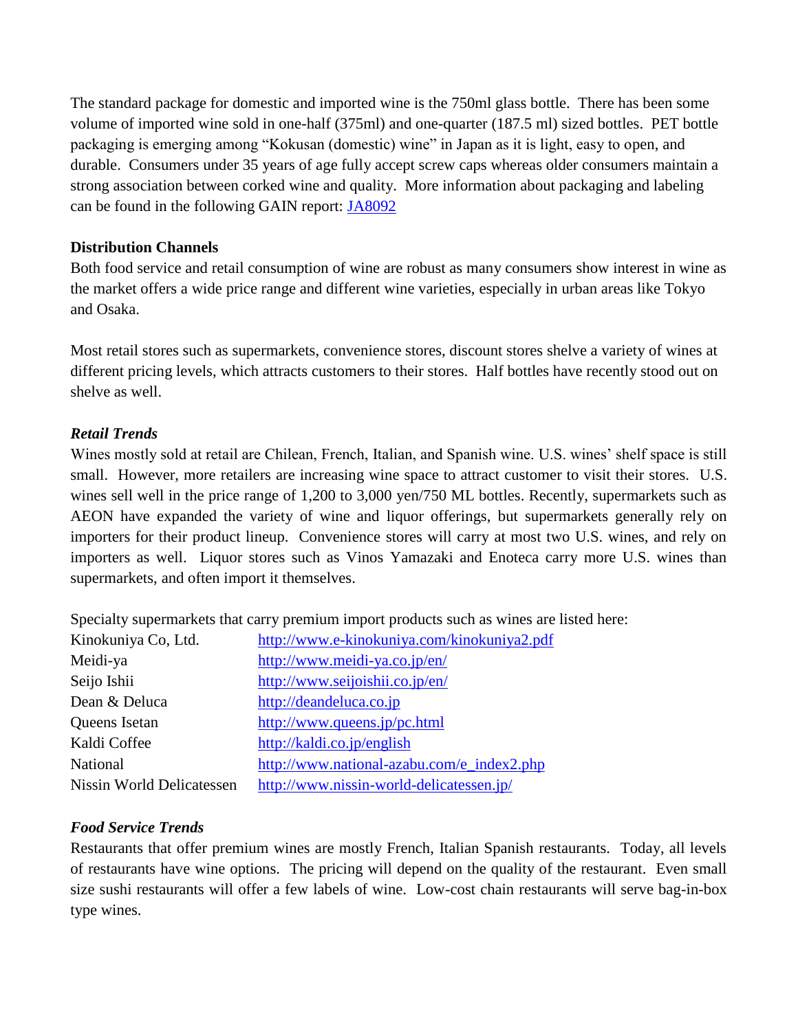The standard package for domestic and imported wine is the 750ml glass bottle. There has been some volume of imported wine sold in one-half (375ml) and one-quarter (187.5 ml) sized bottles. PET bottle packaging is emerging among "Kokusan (domestic) wine" in Japan as it is light, easy to open, and durable. Consumers under 35 years of age fully accept screw caps whereas older consumers maintain a strong association between corked wine and quality. More information about packaging and labeling can be found in the following GAIN report: [JA8092]

**Distribution Channels**

Both food service and retail consumption of wine are robust as many consumers show interest in wine as the market offers a wide price range and different wine varieties, especially in urban areas like Tokyo and Osaka.

Most retail stores such as supermarkets, convenience stores, discount stores shelve a variety of wines at different pricing levels, which attracts customers to their stores. Half bottles have recently stood out on shelve as well.

***Retail Trends***

Wines mostly sold at retail are Chilean, French, Italian, and Spanish wine. U.S. wines' shelf space is still small. However, more retailers are increasing wine space to attract customer to visit their stores. U.S. wines sell well in the price range of 1,200 to 3,000 yen/750 ML bottles. Recently, supermarkets such as AEON have expanded the variety of wine and liquor offerings, but supermarkets generally rely on importers for their product lineup. Convenience stores will carry at most two U.S. wines, and rely on importers as well. Liquor stores such as Vinos Yamazaki and Enoteca carry more U.S. wines than supermarkets, and often import it themselves.

Specialty supermarkets that carry premium import products such as wines are listed here:

| | |
|---|---|
| Kinokuniya Co, Ltd. | http://www.e-kinokuniya.com/kinokuniya2.pdf |
| Meidi-ya | http://www.meidi-ya.co.jp/en/ |
| Seijo Ishii | http://www.seijoishii.co.jp/en/ |
| Dean & Deluca | http://deandeluca.co.jp |
| Queens Isetan | http://www.queens.jp/pc.html |
| Kaldi Coffee | http://kaldi.co.jp/english |
| National | http://www.national-azabu.com/e_index2.php |
| Nissin World Delicatessen | http://www.nissin-world-delicatessen.jp/ |

***Food Service Trends***

Restaurants that offer premium wines are mostly French, Italian Spanish restaurants. Today, all levels of restaurants have wine options. The pricing will depend on the quality of the restaurant. Even small size sushi restaurants will offer a few labels of wine. Low-cost chain restaurants will serve bag-in-box type wines.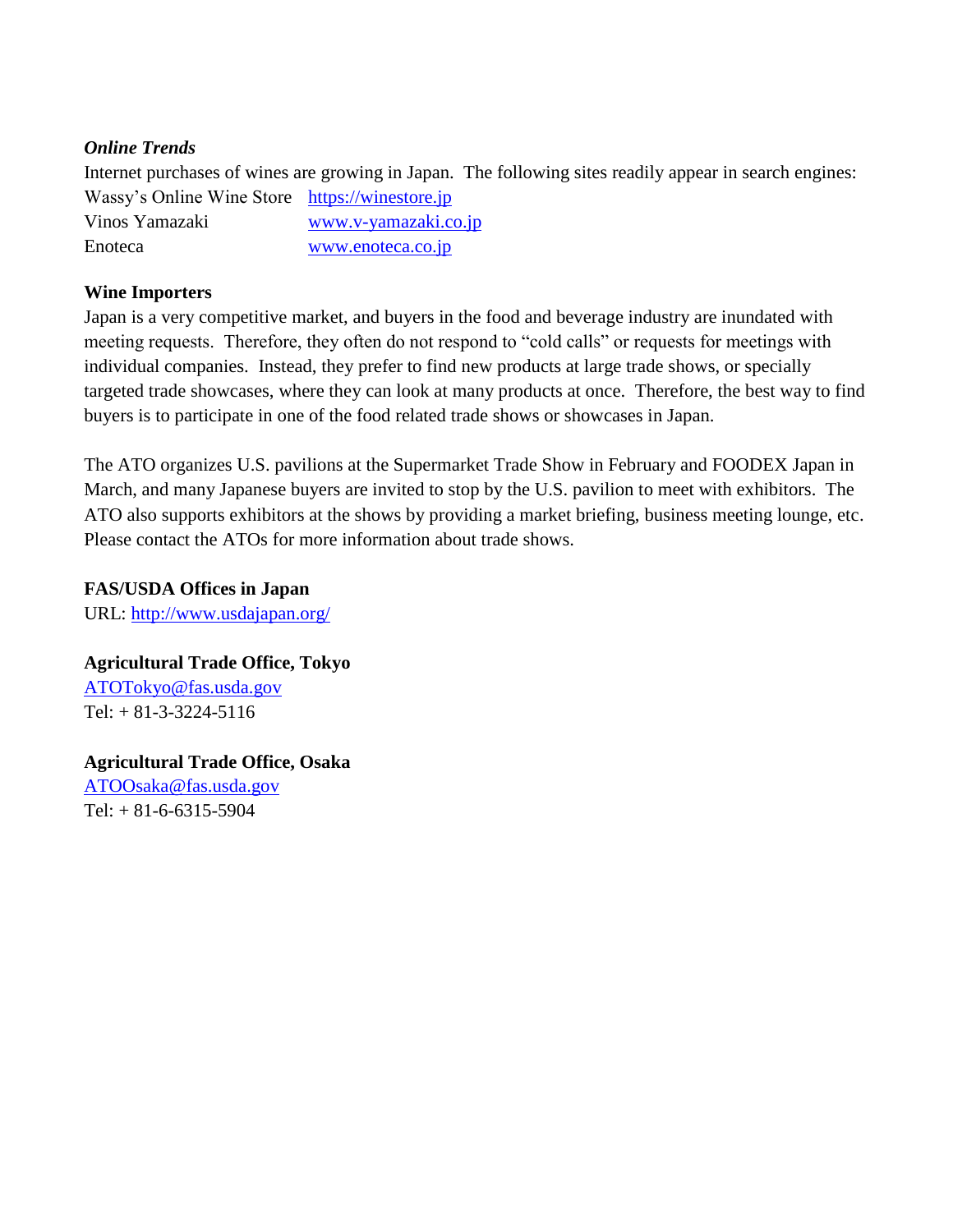***Online Trends***

Internet purchases of wines are growing in Japan. The following sites readily appear in search engines:

| | |
|---|---|
| Wassy's Online Wine Store | https://winestore.jp |
| Vinos Yamazaki | www.v-yamazaki.co.jp |
| Enoteca | www.enoteca.co.jp |

**Wine Importers**

Japan is a very competitive market, and buyers in the food and beverage industry are inundated with meeting requests. Therefore, they often do not respond to "cold calls" or requests for meetings with individual companies. Instead, they prefer to find new products at large trade shows, or specially targeted trade showcases, where they can look at many products at once. Therefore, the best way to find buyers is to participate in one of the food related trade shows or showcases in Japan.

The ATO organizes U.S. pavilions at the Supermarket Trade Show in February and FOODEX Japan in March, and many Japanese buyers are invited to stop by the U.S. pavilion to meet with exhibitors. The ATO also supports exhibitors at the shows by providing a market briefing, business meeting lounge, etc. Please contact the ATOs for more information about trade shows.

**FAS/USDA Offices in Japan**

URL: http://www.usdajapan.org/

**Agricultural Trade Office, Tokyo**

ATOTokyo@fas.usda.gov

Tel: + 81-3-3224-5116

**Agricultural Trade Office, Osaka**

ATOOsaka@fas.usda.gov

Tel: + 81-6-6315-5904